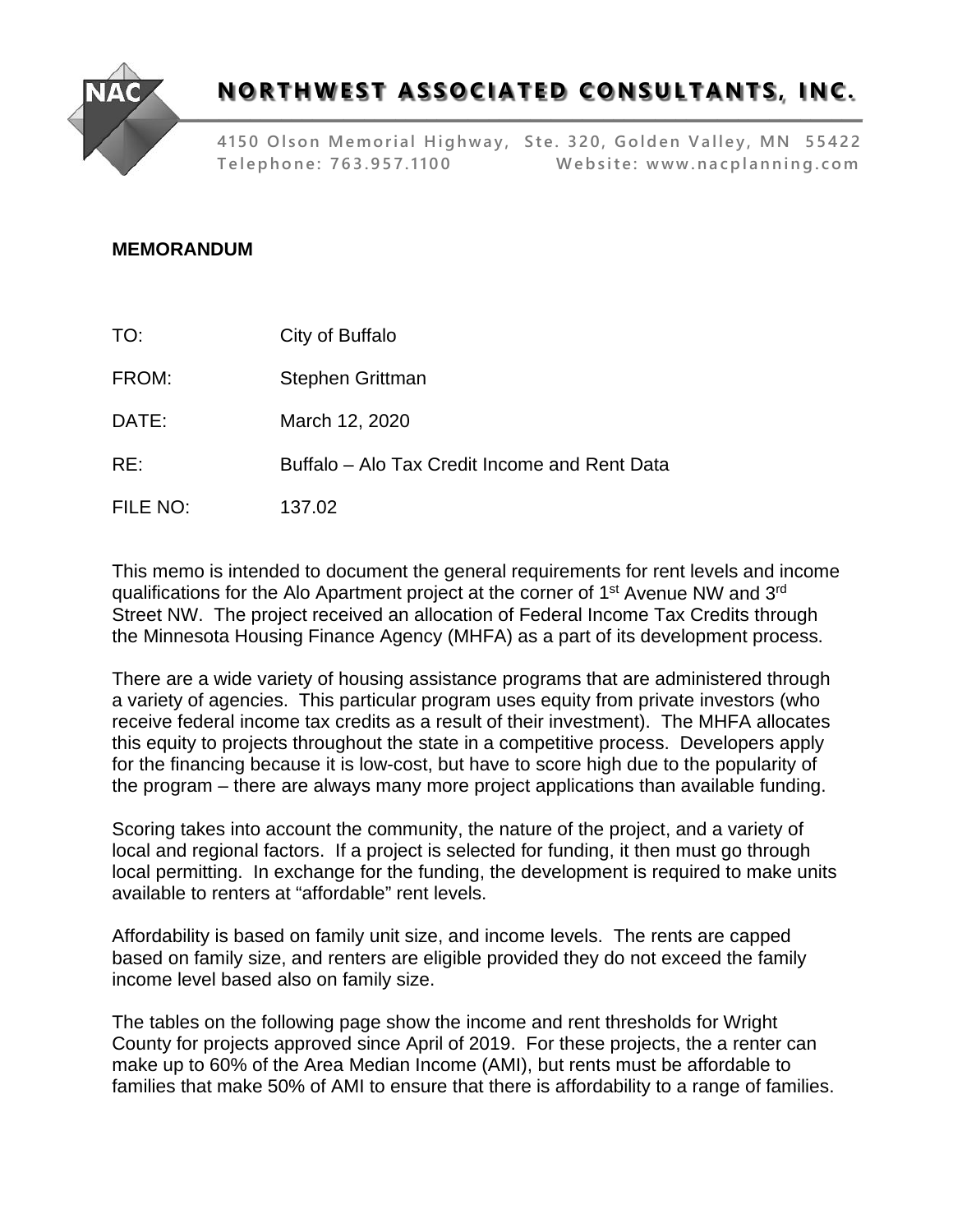# NORTHWEST ASSOCIATED CONSULTANTS, INC.

4150 Olson Memorial Highway, Ste. 320, Golden Valley, MN 55422
Telephone: 763.957.1100 Website: www.nacplanning.com

**MEMORANDUM**

TO: City of Buffalo

FROM: Stephen Grittman

DATE: March 12, 2020

RE: Buffalo – Alo Tax Credit Income and Rent Data

FILE NO: 137.02

This memo is intended to document the general requirements for rent levels and income qualifications for the Alo Apartment project at the corner of 1st Avenue NW and 3rd Street NW. The project received an allocation of Federal Income Tax Credits through the Minnesota Housing Finance Agency (MHFA) as a part of its development process.

There are a wide variety of housing assistance programs that are administered through a variety of agencies. This particular program uses equity from private investors (who receive federal income tax credits as a result of their investment). The MHFA allocates this equity to projects throughout the state in a competitive process. Developers apply for the financing because it is low-cost, but have to score high due to the popularity of the program – there are always many more project applications than available funding.

Scoring takes into account the community, the nature of the project, and a variety of local and regional factors. If a project is selected for funding, it then must go through local permitting. In exchange for the funding, the development is required to make units available to renters at "affordable" rent levels.

Affordability is based on family unit size, and income levels. The rents are capped based on family size, and renters are eligible provided they do not exceed the family income level based also on family size.

The tables on the following page show the income and rent thresholds for Wright County for projects approved since April of 2019. For these projects, the a renter can make up to 60% of the Area Median Income (AMI), but rents must be affordable to families that make 50% of AMI to ensure that there is affordability to a range of families.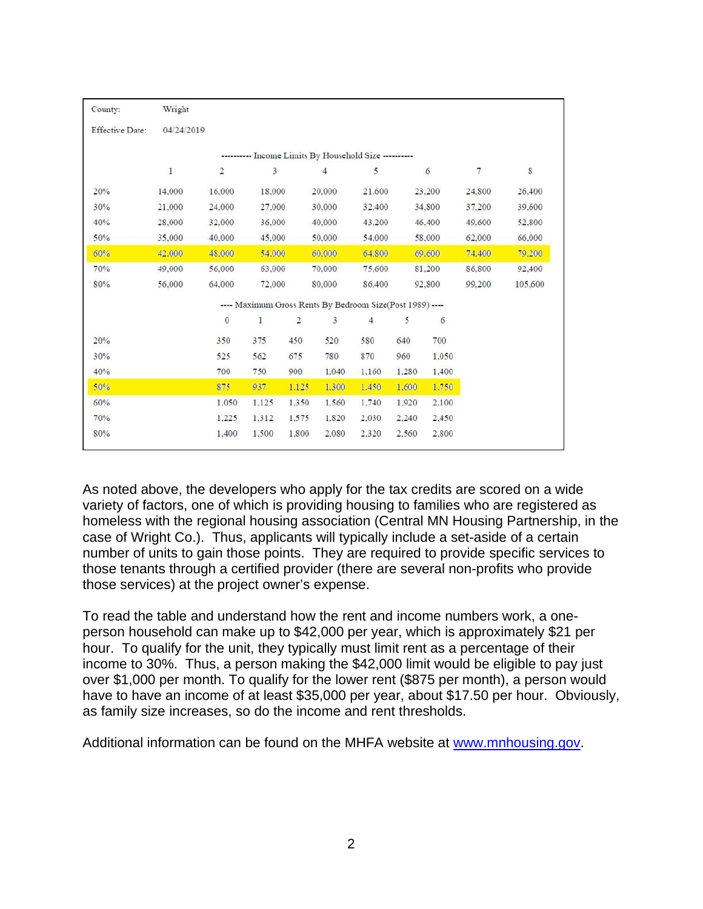County: Wright

Effective Date: 04/24/2019

---------- Income Limits By Household Size ----------

| | 1 | 2 | 3 | 4 | 5 | 6 | 7 | 8 |
|---|---|---|---|---|---|---|---|---|
| 20% | 14,000 | 16,000 | 18,000 | 20,000 | 21,600 | 23,200 | 24,800 | 26,400 |
| 30% | 21,000 | 24,000 | 27,000 | 30,000 | 32,400 | 34,800 | 37,200 | 39,600 |
| 40% | 28,000 | 32,000 | 36,000 | 40,000 | 43,200 | 46,400 | 49,600 | 52,800 |
| 50% | 35,000 | 40,000 | 45,000 | 50,000 | 54,000 | 58,000 | 62,000 | 66,000 |
| 60% | 42,000 | 48,000 | 54,000 | 60,000 | 64,800 | 69,600 | 74,400 | 79,200 |
| 70% | 49,000 | 56,000 | 63,000 | 70,000 | 75,600 | 81,200 | 86,800 | 92,400 |
| 80% | 56,000 | 64,000 | 72,000 | 80,000 | 86,400 | 92,800 | 99,200 | 105,600 |

---- Maximum Gross Rents By Bedroom Size(Post 1989) ----

| | 0 | 1 | 2 | 3 | 4 | 5 | 6 |
|---|---|---|---|---|---|---|---|
| 20% | 350 | 375 | 450 | 520 | 580 | 640 | 700 |
| 30% | 525 | 562 | 675 | 780 | 870 | 960 | 1,050 |
| 40% | 700 | 750 | 900 | 1,040 | 1,160 | 1,280 | 1,400 |
| 50% | 875 | 937 | 1,125 | 1,300 | 1,450 | 1,600 | 1,750 |
| 60% | 1,050 | 1,125 | 1,350 | 1,560 | 1,740 | 1,920 | 2,100 |
| 70% | 1,225 | 1,312 | 1,575 | 1,820 | 2,030 | 2,240 | 2,450 |
| 80% | 1,400 | 1,500 | 1,800 | 2,080 | 2,320 | 2,560 | 2,800 |

As noted above, the developers who apply for the tax credits are scored on a wide variety of factors, one of which is providing housing to families who are registered as homeless with the regional housing association (Central MN Housing Partnership, in the case of Wright Co.). Thus, applicants will typically include a set-aside of a certain number of units to gain those points. They are required to provide specific services to those tenants through a certified provider (there are several non-profits who provide those services) at the project owner's expense.

To read the table and understand how the rent and income numbers work, a one-person household can make up to $42,000 per year, which is approximately $21 per hour. To qualify for the unit, they typically must limit rent as a percentage of their income to 30%. Thus, a person making the $42,000 limit would be eligible to pay just over $1,000 per month. To qualify for the lower rent ($875 per month), a person would have to have an income of at least $35,000 per year, about $17.50 per hour. Obviously, as family size increases, so do the income and rent thresholds.

Additional information can be found on the MHFA website at [www.mnhousing.gov](http://www.mnhousing.gov).